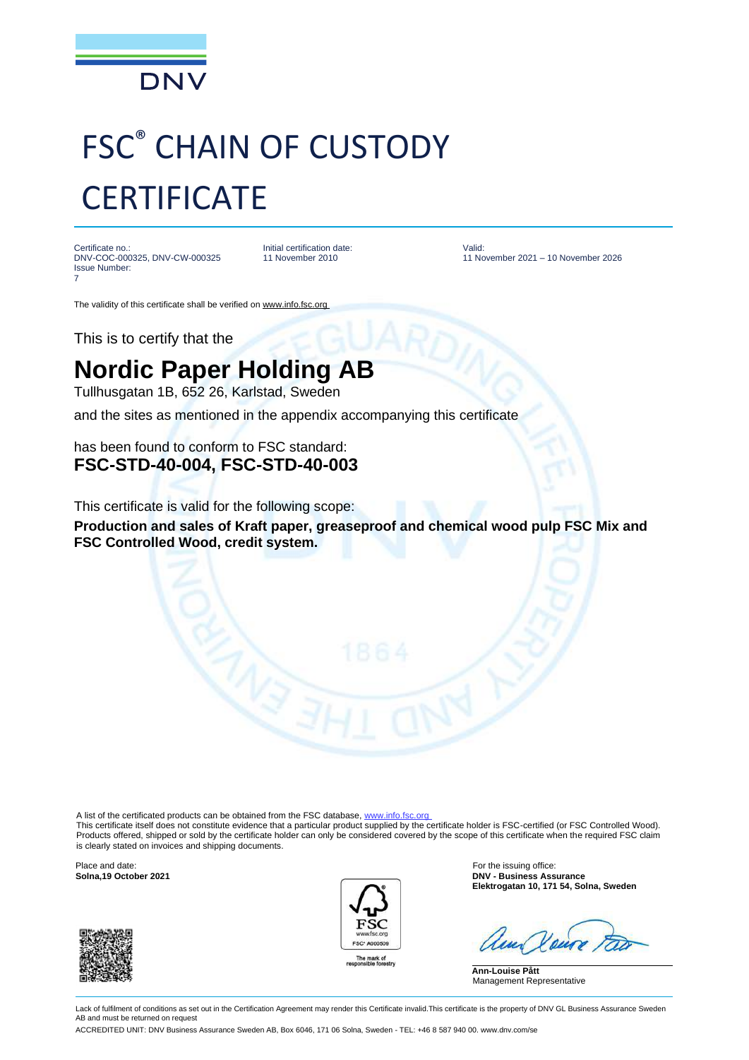# FSC® CHAIN OF CUSTODY CERTIFICATE

Certificate no.:
DNV-COC-000325, DNV-CW-000325
Issue Number:
7

Initial certification date:
11 November 2010

Valid:
11 November 2021 – 10 November 2026

The validity of this certificate shall be verified on www.info.fsc.org

This is to certify that the

## Nordic Paper Holding AB

Tullhusgatan 1B, 652 26, Karlstad, Sweden

and the sites as mentioned in the appendix accompanying this certificate

has been found to conform to FSC standard:
**FSC-STD-40-004, FSC-STD-40-003**

This certificate is valid for the following scope:

**Production and sales of Kraft paper, greaseproof and chemical wood pulp FSC Mix and FSC Controlled Wood, credit system.**

A list of the certificated products can be obtained from the FSC database, www.info.fsc.org
This certificate itself does not constitute evidence that a particular product supplied by the certificate holder is FSC-certified (or FSC Controlled Wood). Products offered, shipped or sold by the certificate holder can only be considered covered by the scope of this certificate when the required FSC claim is clearly stated on invoices and shipping documents.

Place and date:
**Solna,19 October 2021**

FSC
www.fsc.org
FSC® A000509
The mark of responsible forestry

For the issuing office:
**DNV - Business Assurance**
**Elektrogatan 10, 171 54, Solna, Sweden**

**Ann-Louise Pått**
Management Representative

Lack of fulfilment of conditions as set out in the Certification Agreement may render this Certificate invalid.This certificate is the property of DNV GL Business Assurance Sweden AB and must be returned on request

ACCREDITED UNIT: DNV Business Assurance Sweden AB, Box 6046, 171 06 Solna, Sweden - TEL: +46 8 587 940 00. www.dnv.com/se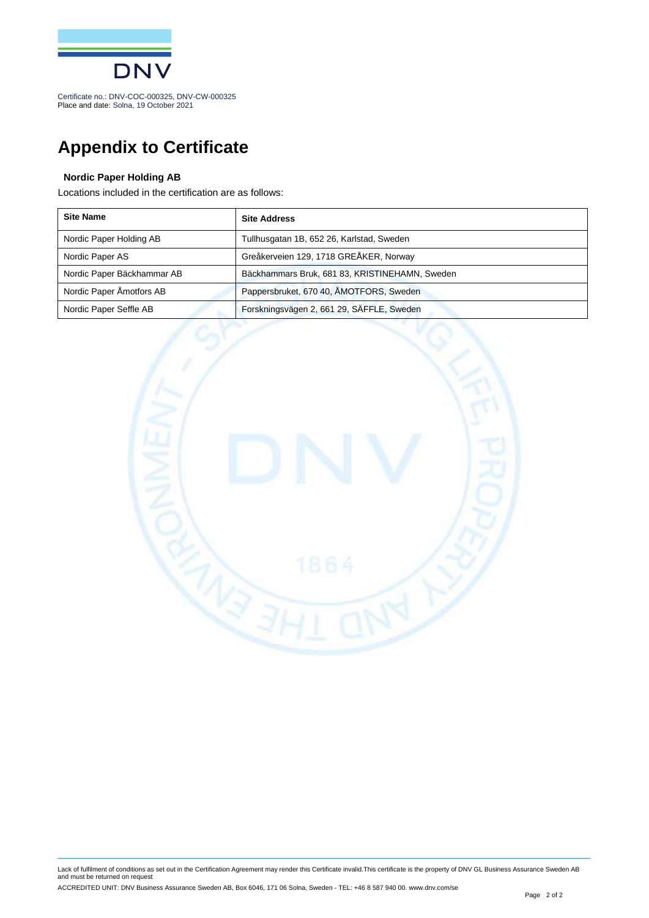Certificate no.: DNV-COC-000325, DNV-CW-000325
Place and date: Solna, 19 October 2021

# Appendix to Certificate

**Nordic Paper Holding AB**

Locations included in the certification are as follows:

| Site Name | Site Address |
|---|---|
| Nordic Paper Holding AB | Tullhusgatan 1B, 652 26, Karlstad, Sweden |
| Nordic Paper AS | Greåkerveien 129, 1718 GREÅKER, Norway |
| Nordic Paper Bäckhammar AB | Bäckhammars Bruk, 681 83, KRISTINEHAMN, Sweden |
| Nordic Paper Åmotfors AB | Pappersbruket, 670 40, ÅMOTFORS, Sweden |
| Nordic Paper Seffle AB | Forskningsvägen 2, 661 29, SÄFFLE, Sweden |

Lack of fulfilment of conditions as set out in the Certification Agreement may render this Certificate invalid.This certificate is the property of DNV GL Business Assurance Sweden AB and must be returned on request

ACCREDITED UNIT: DNV Business Assurance Sweden AB, Box 6046, 171 06 Solna, Sweden - TEL: +46 8 587 940 00. www.dnv.com/se